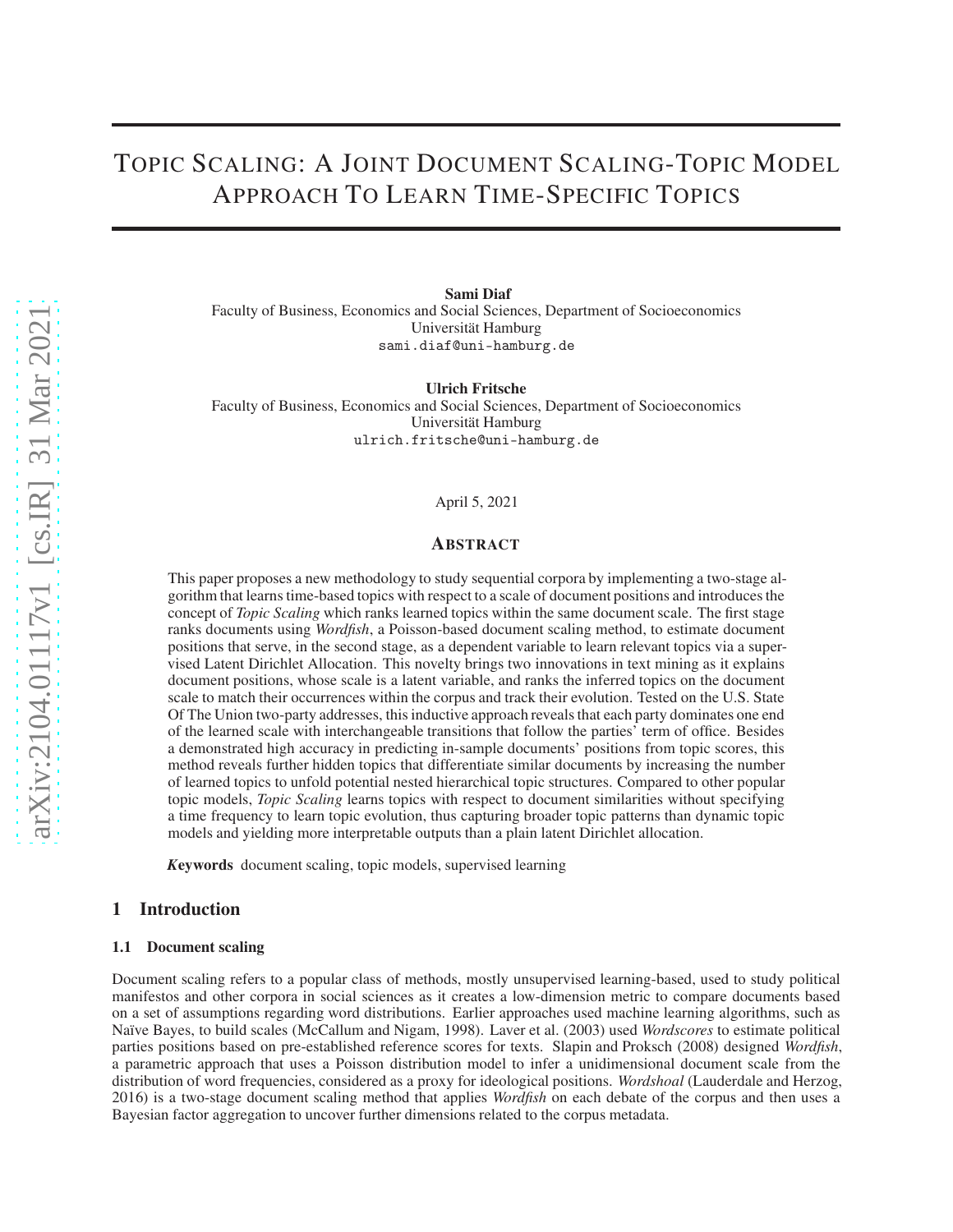# Topic Scaling: A Joint Document Scaling-Topic Model Approach To Learn Time-Specific Topics

**Sami Diaf**
Faculty of Business, Economics and Social Sciences, Department of Socioeconomics
Universität Hamburg
sami.diaf@uni-hamburg.de

**Ulrich Fritsche**
Faculty of Business, Economics and Social Sciences, Department of Socioeconomics
Universität Hamburg
ulrich.fritsche@uni-hamburg.de

April 5, 2021

## Abstract

This paper proposes a new methodology to study sequential corpora by implementing a two-stage algorithm that learns time-based topics with respect to a scale of document positions and introduces the concept of *Topic Scaling* which ranks learned topics within the same document scale. The first stage ranks documents using *Wordfish*, a Poisson-based document scaling method, to estimate document positions that serve, in the second stage, as a dependent variable to learn relevant topics via a supervised Latent Dirichlet Allocation. This novelty brings two innovations in text mining as it explains document positions, whose scale is a latent variable, and ranks the inferred topics on the document scale to match their occurrences within the corpus and track their evolution. Tested on the U.S. State Of The Union two-party addresses, this inductive approach reveals that each party dominates one end of the learned scale with interchangeable transitions that follow the parties' term of office. Besides a demonstrated high accuracy in predicting in-sample documents' positions from topic scores, this method reveals further hidden topics that differentiate similar documents by increasing the number of learned topics to unfold potential nested hierarchical topic structures. Compared to other popular topic models, *Topic Scaling* learns topics with respect to document similarities without specifying a time frequency to learn topic evolution, thus capturing broader topic patterns than dynamic topic models and yielding more interpretable outputs than a plain latent Dirichlet allocation.

***K*eywords** document scaling, topic models, supervised learning

## 1 Introduction

### 1.1 Document scaling

Document scaling refers to a popular class of methods, mostly unsupervised learning-based, used to study political manifestos and other corpora in social sciences as it creates a low-dimension metric to compare documents based on a set of assumptions regarding word distributions. Earlier approaches used machine learning algorithms, such as Naïve Bayes, to build scales (McCallum and Nigam, 1998). Laver et al. (2003) used *Wordscores* to estimate political parties positions based on pre-established reference scores for texts. Slapin and Proksch (2008) designed *Wordfish*, a parametric approach that uses a Poisson distribution model to infer a unidimensional document scale from the distribution of word frequencies, considered as a proxy for ideological positions. *Wordshoal* (Lauderdale and Herzog, 2016) is a two-stage document scaling method that applies *Wordfish* on each debate of the corpus and then uses a Bayesian factor aggregation to uncover further dimensions related to the corpus metadata.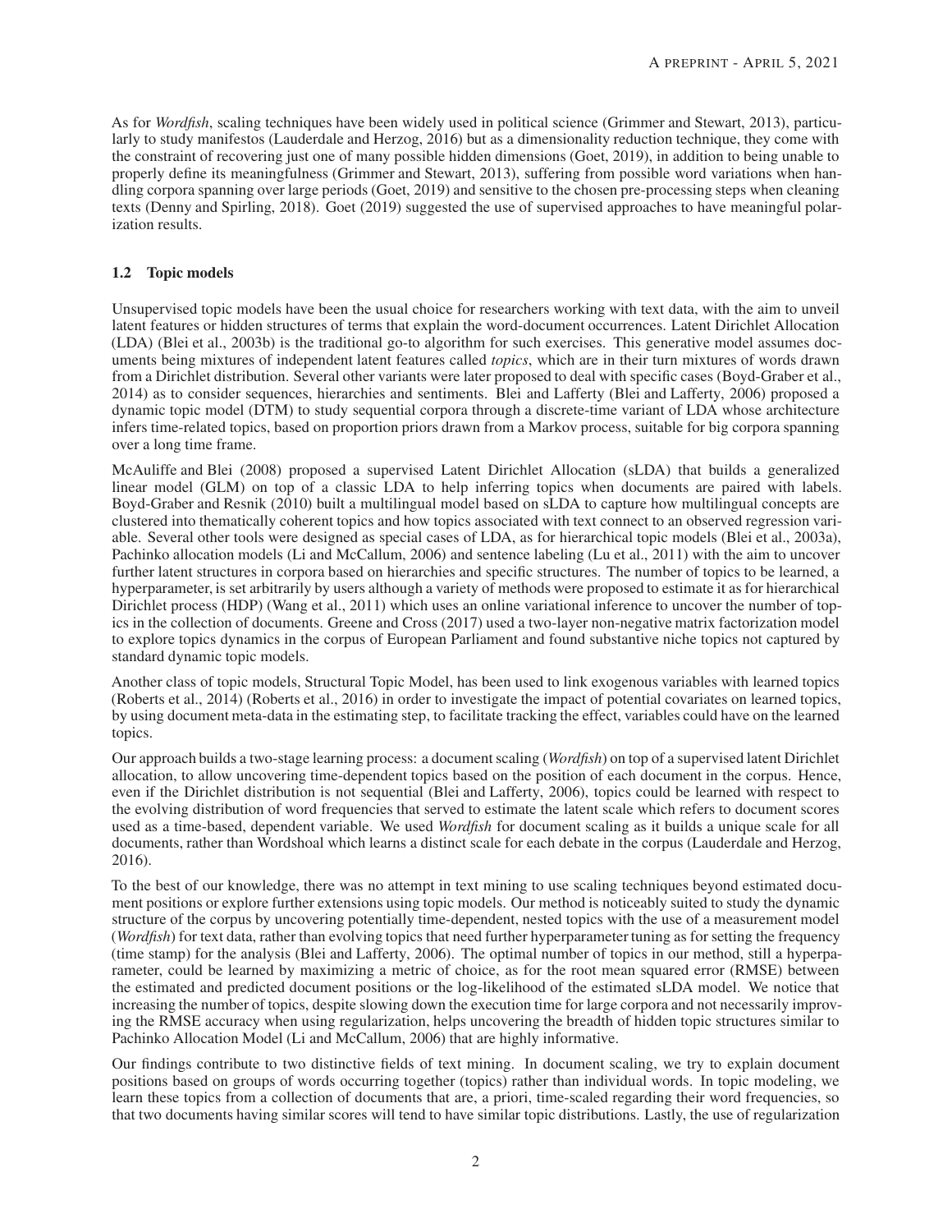As for *Wordfish*, scaling techniques have been widely used in political science (Grimmer and Stewart, 2013), particularly to study manifestos (Lauderdale and Herzog, 2016) but as a dimensionality reduction technique, they come with the constraint of recovering just one of many possible hidden dimensions (Goet, 2019), in addition to being unable to properly define its meaningfulness (Grimmer and Stewart, 2013), suffering from possible word variations when handling corpora spanning over large periods (Goet, 2019) and sensitive to the chosen pre-processing steps when cleaning texts (Denny and Spirling, 2018). Goet (2019) suggested the use of supervised approaches to have meaningful polarization results.

### 1.2 Topic models

Unsupervised topic models have been the usual choice for researchers working with text data, with the aim to unveil latent features or hidden structures of terms that explain the word-document occurrences. Latent Dirichlet Allocation (LDA) (Blei et al., 2003b) is the traditional go-to algorithm for such exercises. This generative model assumes documents being mixtures of independent latent features called *topics*, which are in their turn mixtures of words drawn from a Dirichlet distribution. Several other variants were later proposed to deal with specific cases (Boyd-Graber et al., 2014) as to consider sequences, hierarchies and sentiments. Blei and Lafferty (Blei and Lafferty, 2006) proposed a dynamic topic model (DTM) to study sequential corpora through a discrete-time variant of LDA whose architecture infers time-related topics, based on proportion priors drawn from a Markov process, suitable for big corpora spanning over a long time frame.

McAuliffe and Blei (2008) proposed a supervised Latent Dirichlet Allocation (sLDA) that builds a generalized linear model (GLM) on top of a classic LDA to help inferring topics when documents are paired with labels. Boyd-Graber and Resnik (2010) built a multilingual model based on sLDA to capture how multilingual concepts are clustered into thematically coherent topics and how topics associated with text connect to an observed regression variable. Several other tools were designed as special cases of LDA, as for hierarchical topic models (Blei et al., 2003a), Pachinko allocation models (Li and McCallum, 2006) and sentence labeling (Lu et al., 2011) with the aim to uncover further latent structures in corpora based on hierarchies and specific structures. The number of topics to be learned, a hyperparameter, is set arbitrarily by users although a variety of methods were proposed to estimate it as for hierarchical Dirichlet process (HDP) (Wang et al., 2011) which uses an online variational inference to uncover the number of topics in the collection of documents. Greene and Cross (2017) used a two-layer non-negative matrix factorization model to explore topics dynamics in the corpus of European Parliament and found substantive niche topics not captured by standard dynamic topic models.

Another class of topic models, Structural Topic Model, has been used to link exogenous variables with learned topics (Roberts et al., 2014) (Roberts et al., 2016) in order to investigate the impact of potential covariates on learned topics, by using document meta-data in the estimating step, to facilitate tracking the effect, variables could have on the learned topics.

Our approach builds a two-stage learning process: a document scaling (*Wordfish*) on top of a supervised latent Dirichlet allocation, to allow uncovering time-dependent topics based on the position of each document in the corpus. Hence, even if the Dirichlet distribution is not sequential (Blei and Lafferty, 2006), topics could be learned with respect to the evolving distribution of word frequencies that served to estimate the latent scale which refers to document scores used as a time-based, dependent variable. We used *Wordfish* for document scaling as it builds a unique scale for all documents, rather than Wordshoal which learns a distinct scale for each debate in the corpus (Lauderdale and Herzog, 2016).

To the best of our knowledge, there was no attempt in text mining to use scaling techniques beyond estimated document positions or explore further extensions using topic models. Our method is noticeably suited to study the dynamic structure of the corpus by uncovering potentially time-dependent, nested topics with the use of a measurement model (*Wordfish*) for text data, rather than evolving topics that need further hyperparameter tuning as for setting the frequency (time stamp) for the analysis (Blei and Lafferty, 2006). The optimal number of topics in our method, still a hyperparameter, could be learned by maximizing a metric of choice, as for the root mean squared error (RMSE) between the estimated and predicted document positions or the log-likelihood of the estimated sLDA model. We notice that increasing the number of topics, despite slowing down the execution time for large corpora and not necessarily improving the RMSE accuracy when using regularization, helps uncovering the breadth of hidden topic structures similar to Pachinko Allocation Model (Li and McCallum, 2006) that are highly informative.

Our findings contribute to two distinctive fields of text mining. In document scaling, we try to explain document positions based on groups of words occurring together (topics) rather than individual words. In topic modeling, we learn these topics from a collection of documents that are, a priori, time-scaled regarding their word frequencies, so that two documents having similar scores will tend to have similar topic distributions. Lastly, the use of regularization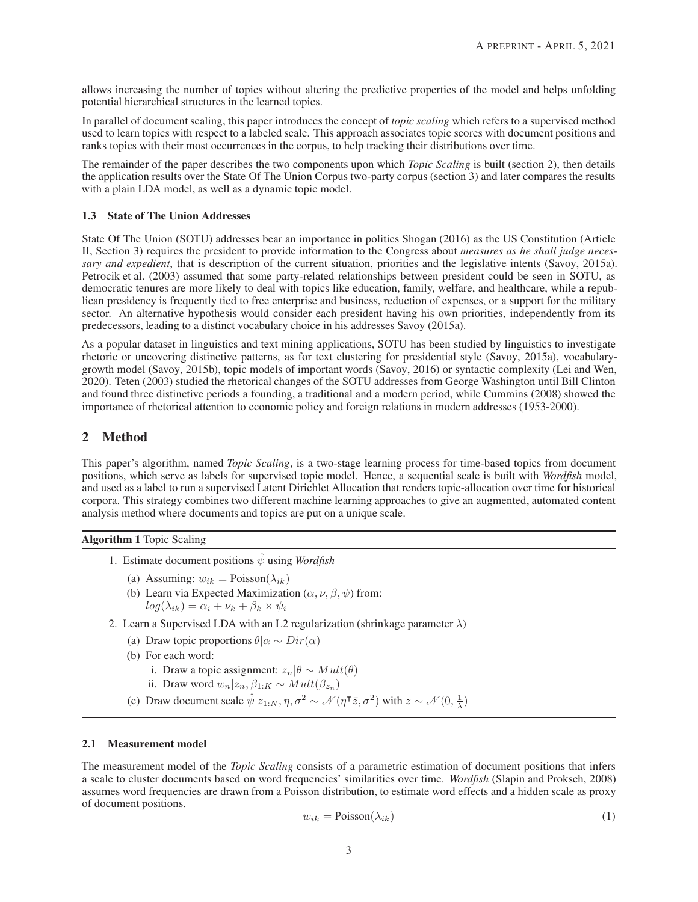allows increasing the number of topics without altering the predictive properties of the model and helps unfolding potential hierarchical structures in the learned topics.

In parallel of document scaling, this paper introduces the concept of *topic scaling* which refers to a supervised method used to learn topics with respect to a labeled scale. This approach associates topic scores with document positions and ranks topics with their most occurrences in the corpus, to help tracking their distributions over time.

The remainder of the paper describes the two components upon which *Topic Scaling* is built (section 2), then details the application results over the State Of The Union Corpus two-party corpus (section 3) and later compares the results with a plain LDA model, as well as a dynamic topic model.

### 1.3 State of The Union Addresses

State Of The Union (SOTU) addresses bear an importance in politics Shogan (2016) as the US Constitution (Article II, Section 3) requires the president to provide information to the Congress about *measures as he shall judge necessary and expedient*, that is description of the current situation, priorities and the legislative intents (Savoy, 2015a). Petrocik et al. (2003) assumed that some party-related relationships between president could be seen in SOTU, as democratic tenures are more likely to deal with topics like education, family, welfare, and healthcare, while a republican presidency is frequently tied to free enterprise and business, reduction of expenses, or a support for the military sector. An alternative hypothesis would consider each president having his own priorities, independently from its predecessors, leading to a distinct vocabulary choice in his addresses Savoy (2015a).

As a popular dataset in linguistics and text mining applications, SOTU has been studied by linguistics to investigate rhetoric or uncovering distinctive patterns, as for text clustering for presidential style (Savoy, 2015a), vocabulary-growth model (Savoy, 2015b), topic models of important words (Savoy, 2016) or syntactic complexity (Lei and Wen, 2020). Teten (2003) studied the rhetorical changes of the SOTU addresses from George Washington until Bill Clinton and found three distinctive periods a founding, a traditional and a modern period, while Cummins (2008) showed the importance of rhetorical attention to economic policy and foreign relations in modern addresses (1953-2000).

## 2 Method

This paper's algorithm, named *Topic Scaling*, is a two-stage learning process for time-based topics from document positions, which serve as labels for supervised topic model. Hence, a sequential scale is built with *Wordfish* model, and used as a label to run a supervised Latent Dirichlet Allocation that renders topic-allocation over time for historical corpora. This strategy combines two different machine learning approaches to give an augmented, automated content analysis method where documents and topics are put on a unique scale.

**Algorithm 1** Topic Scaling

1. Estimate document positions $\hat{\psi}$ using *Wordfish*
   (a) Assuming: $w_{ik} = \text{Poisson}(\lambda_{ik})$
   (b) Learn via Expected Maximization $(\alpha, \nu, \beta, \psi)$ from:
   $log(\lambda_{ik}) = \alpha_i + \nu_k + \beta_k \times \psi_i$
2. Learn a Supervised LDA with an L2 regularization (shrinkage parameter $\lambda$)
   (a) Draw topic proportions $\theta | \alpha \sim Dir(\alpha)$
   (b) For each word:
      i. Draw a topic assignment: $z_n | \theta \sim Mult(\theta)$
      ii. Draw word $w_n | z_n, \beta_{1:K} \sim Mult(\beta_{z_n})$
   (c) Draw document scale $\hat{\psi} | z_{1:N}, \eta, \sigma^2 \sim \mathcal{N}(\eta^\intercal \bar{z}, \sigma^2)$ with $z \sim \mathcal{N}(0, \frac{1}{\lambda})$

### 2.1 Measurement model

The measurement model of the *Topic Scaling* consists of a parametric estimation of document positions that infers a scale to cluster documents based on word frequencies' similarities over time. *Wordfish* (Slapin and Proksch, 2008) assumes word frequencies are drawn from a Poisson distribution, to estimate word effects and a hidden scale as proxy of document positions.

$$w_{ik} = \text{Poisson}(\lambda_{ik}) \tag{1}$$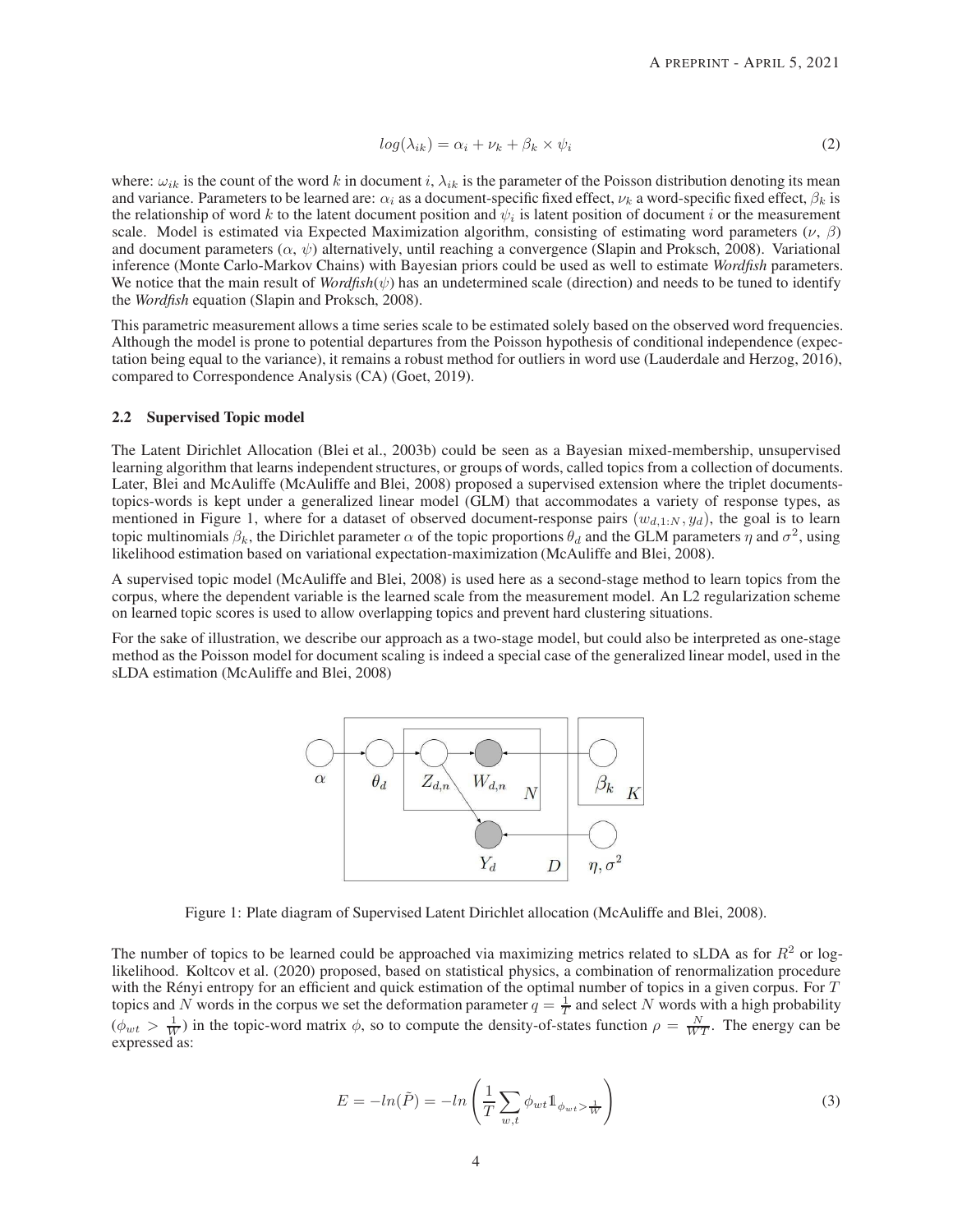$$log(\lambda_{ik}) = \alpha_i + \nu_k + \beta_k \times \psi_i \tag{2}$$

where: $\omega_{ik}$ is the count of the word $k$ in document $i$, $\lambda_{ik}$ is the parameter of the Poisson distribution denoting its mean and variance. Parameters to be learned are: $\alpha_i$ as a document-specific fixed effect, $\nu_k$ a word-specific fixed effect, $\beta_k$ is the relationship of word $k$ to the latent document position and $\psi_i$ is latent position of document $i$ or the measurement scale. Model is estimated via Expected Maximization algorithm, consisting of estimating word parameters ($\nu$, $\beta$) and document parameters ($\alpha$, $\psi$) alternatively, until reaching a convergence (Slapin and Proksch, 2008). Variational inference (Monte Carlo-Markov Chains) with Bayesian priors could be used as well to estimate *Wordfish* parameters. We notice that the main result of *Wordfish*($\psi$) has an undetermined scale (direction) and needs to be tuned to identify the *Wordfish* equation (Slapin and Proksch, 2008).

This parametric measurement allows a time series scale to be estimated solely based on the observed word frequencies. Although the model is prone to potential departures from the Poisson hypothesis of conditional independence (expectation being equal to the variance), it remains a robust method for outliers in word use (Lauderdale and Herzog, 2016), compared to Correspondence Analysis (CA) (Goet, 2019).

### 2.2 Supervised Topic model

The Latent Dirichlet Allocation (Blei et al., 2003b) could be seen as a Bayesian mixed-membership, unsupervised learning algorithm that learns independent structures, or groups of words, called topics from a collection of documents. Later, Blei and McAuliffe (McAuliffe and Blei, 2008) proposed a supervised extension where the triplet documents-topics-words is kept under a generalized linear model (GLM) that accommodates a variety of response types, as mentioned in Figure 1, where for a dataset of observed document-response pairs $(w_{d,1:N}, y_d)$, the goal is to learn topic multinomials $\beta_k$, the Dirichlet parameter $\alpha$ of the topic proportions $\theta_d$ and the GLM parameters $\eta$ and $\sigma^2$, using likelihood estimation based on variational expectation-maximization (McAuliffe and Blei, 2008).

A supervised topic model (McAuliffe and Blei, 2008) is used here as a second-stage method to learn topics from the corpus, where the dependent variable is the learned scale from the measurement model. An L2 regularization scheme on learned topic scores is used to allow overlapping topics and prevent hard clustering situations.

For the sake of illustration, we describe our approach as a two-stage model, but could also be interpreted as one-stage method as the Poisson model for document scaling is indeed a special case of the generalized linear model, used in the sLDA estimation (McAuliffe and Blei, 2008)

Figure 1: Plate diagram of Supervised Latent Dirichlet allocation (McAuliffe and Blei, 2008).

The number of topics to be learned could be approached via maximizing metrics related to sLDA as for $R^2$ or log-likelihood. Koltcov et al. (2020) proposed, based on statistical physics, a combination of renormalization procedure with the Rényi entropy for an efficient and quick estimation of the optimal number of topics in a given corpus. For $T$ topics and $N$ words in the corpus we set the deformation parameter $q = \frac{1}{T}$ and select $N$ words with a high probability ($\phi_{wt} > \frac{1}{W}$) in the topic-word matrix $\phi$, so to compute the density-of-states function $\rho = \frac{N}{WT}$. The energy can be expressed as:

$$E = -ln(\tilde{P}) = -ln\left(\frac{1}{T}\sum_{w,t}\phi_{wt}\mathbb{1}_{\phi_{wt}>\frac{1}{W}}\right) \tag{3}$$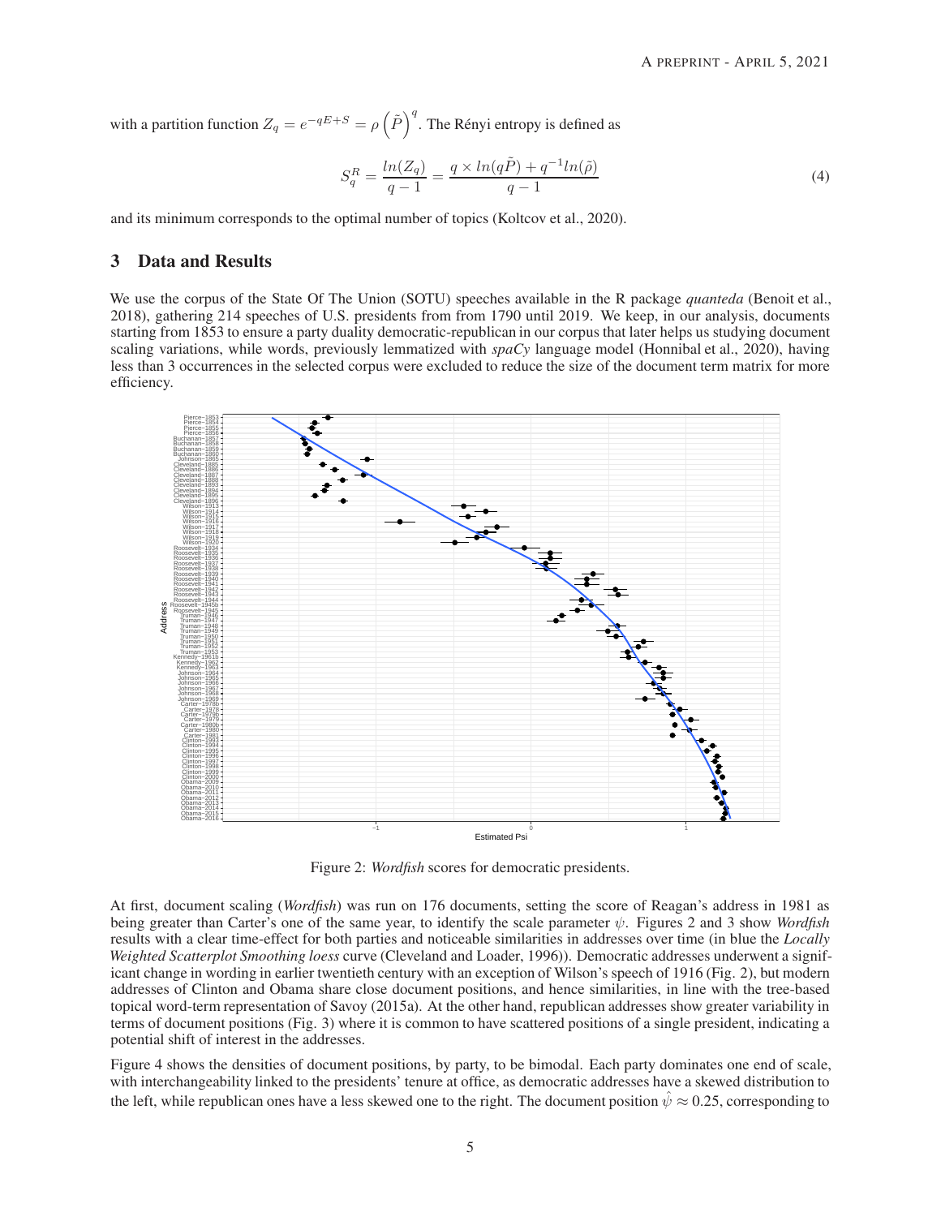with a partition function $Z_q = e^{-qE+S} = \rho \left(\tilde{P}\right)^q$. The Rényi entropy is defined as

$$S_q^R = \frac{ln(Z_q)}{q-1} = \frac{q \times ln(q\tilde{P}) + q^{-1}ln(\tilde{\rho})}{q-1} \tag{4}$$

and its minimum corresponds to the optimal number of topics (Koltcov et al., 2020).

## 3 Data and Results

We use the corpus of the State Of The Union (SOTU) speeches available in the R package *quanteda* (Benoit et al., 2018), gathering 214 speeches of U.S. presidents from from 1790 until 2019. We keep, in our analysis, documents starting from 1853 to ensure a party duality democratic-republican in our corpus that later helps us studying document scaling variations, while words, previously lemmatized with *spaCy* language model (Honnibal et al., 2020), having less than 3 occurrences in the selected corpus were excluded to reduce the size of the document term matrix for more efficiency.

Figure 2: *Wordfish* scores for democratic presidents.

At first, document scaling (*Wordfish*) was run on 176 documents, setting the score of Reagan's address in 1981 as being greater than Carter's one of the same year, to identify the scale parameter $\psi$. Figures 2 and 3 show *Wordfish* results with a clear time-effect for both parties and noticeable similarities in addresses over time (in blue the *Locally Weighted Scatterplot Smoothing loess* curve (Cleveland and Loader, 1996)). Democratic addresses underwent a significant change in wording in earlier twentieth century with an exception of Wilson's speech of 1916 (Fig. 2), but modern addresses of Clinton and Obama share close document positions, and hence similarities, in line with the tree-based topical word-term representation of Savoy (2015a). At the other hand, republican addresses show greater variability in terms of document positions (Fig. 3) where it is common to have scattered positions of a single president, indicating a potential shift of interest in the addresses.

Figure 4 shows the densities of document positions, by party, to be bimodal. Each party dominates one end of scale, with interchangeability linked to the presidents' tenure at office, as democratic addresses have a skewed distribution to the left, while republican ones have a less skewed one to the right. The document position $\hat{\psi} \approx 0.25$, corresponding to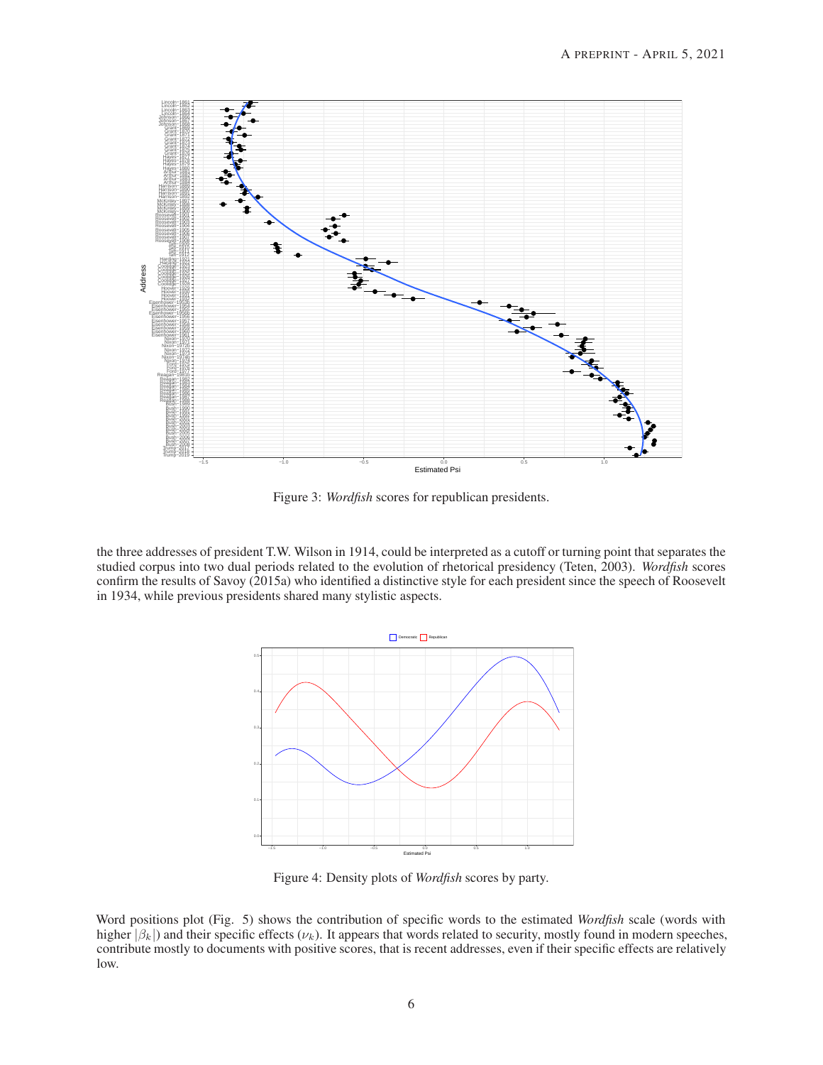Figure 3: *Wordfish* scores for republican presidents.

the three addresses of president T.W. Wilson in 1914, could be interpreted as a cutoff or turning point that separates the studied corpus into two dual periods related to the evolution of rhetorical presidency (Teten, 2003). *Wordfish* scores confirm the results of Savoy (2015a) who identified a distinctive style for each president since the speech of Roosevelt in 1934, while previous presidents shared many stylistic aspects.

Figure 4: Density plots of *Wordfish* scores by party.

Word positions plot (Fig. 5) shows the contribution of specific words to the estimated *Wordfish* scale (words with higher $|\beta_k|$) and their specific effects ($\nu_k$). It appears that words related to security, mostly found in modern speeches, contribute mostly to documents with positive scores, that is recent addresses, even if their specific effects are relatively low.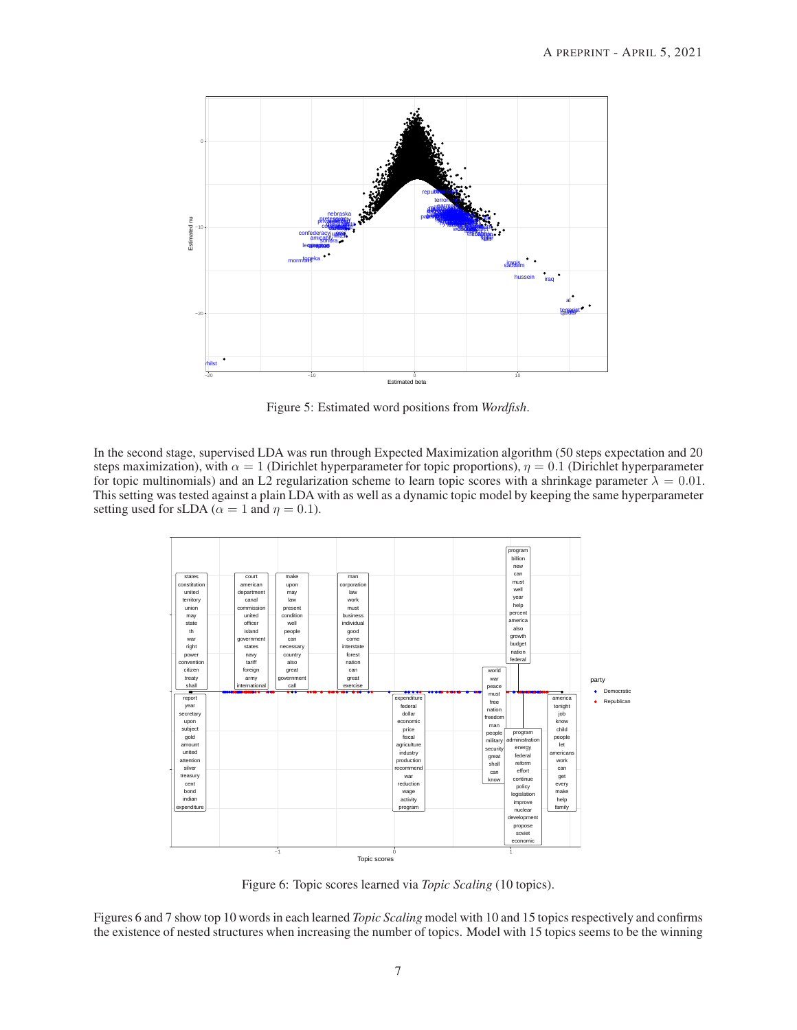Figure 5: Estimated word positions from *Wordfish*.

In the second stage, supervised LDA was run through Expected Maximization algorithm (50 steps expectation and 20 steps maximization), with $\alpha = 1$ (Dirichlet hyperparameter for topic proportions), $\eta = 0.1$ (Dirichlet hyperparameter for topic multinomials) and an L2 regularization scheme to learn topic scores with a shrinkage parameter $\lambda = 0.01$. This setting was tested against a plain LDA with as well as a dynamic topic model by keeping the same hyperparameter setting used for sLDA ($\alpha = 1$ and $\eta = 0.1$).

Figure 6: Topic scores learned via *Topic Scaling* (10 topics).

Figures 6 and 7 show top 10 words in each learned *Topic Scaling* model with 10 and 15 topics respectively and confirms the existence of nested structures when increasing the number of topics. Model with 15 topics seems to be the winning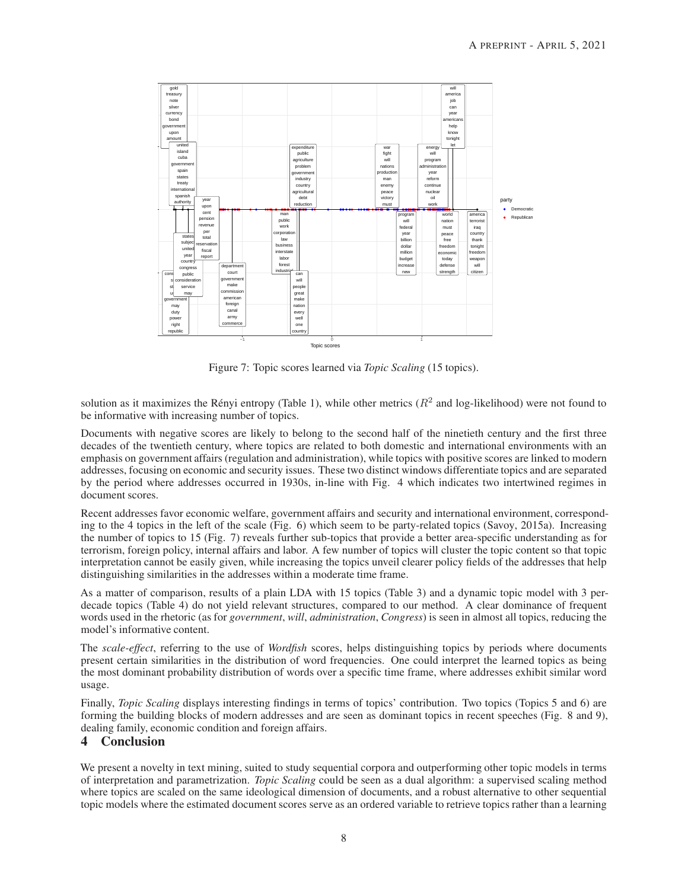Figure 7: Topic scores learned via *Topic Scaling* (15 topics).

solution as it maximizes the Rényi entropy (Table 1), while other metrics ($R^2$ and log-likelihood) were not found to be informative with increasing number of topics.

Documents with negative scores are likely to belong to the second half of the ninetieth century and the first three decades of the twentieth century, where topics are related to both domestic and international environments with an emphasis on government affairs (regulation and administration), while topics with positive scores are linked to modern addresses, focusing on economic and security issues. These two distinct windows differentiate topics and are separated by the period where addresses occurred in 1930s, in-line with Fig. 4 which indicates two intertwined regimes in document scores.

Recent addresses favor economic welfare, government affairs and security and international environment, corresponding to the 4 topics in the left of the scale (Fig. 6) which seem to be party-related topics (Savoy, 2015a). Increasing the number of topics to 15 (Fig. 7) reveals further sub-topics that provide a better area-specific understanding as for terrorism, foreign policy, internal affairs and labor. A few number of topics will cluster the topic content so that topic interpretation cannot be easily given, while increasing the topics unveil clearer policy fields of the addresses that help distinguishing similarities in the addresses within a moderate time frame.

As a matter of comparison, results of a plain LDA with 15 topics (Table 3) and a dynamic topic model with 3 per-decade topics (Table 4) do not yield relevant structures, compared to our method. A clear dominance of frequent words used in the rhetoric (as for *government*, *will*, *administration*, *Congress*) is seen in almost all topics, reducing the model's informative content.

The *scale-effect*, referring to the use of *Wordfish* scores, helps distinguishing topics by periods where documents present certain similarities in the distribution of word frequencies. One could interpret the learned topics as being the most dominant probability distribution of words over a specific time frame, where addresses exhibit similar word usage.

Finally, *Topic Scaling* displays interesting findings in terms of topics' contribution. Two topics (Topics 5 and 6) are forming the building blocks of modern addresses and are seen as dominant topics in recent speeches (Fig. 8 and 9), dealing family, economic condition and foreign affairs.

# 4 Conclusion

We present a novelty in text mining, suited to study sequential corpora and outperforming other topic models in terms of interpretation and parametrization. *Topic Scaling* could be seen as a dual algorithm: a supervised scaling method where topics are scaled on the same ideological dimension of documents, and a robust alternative to other sequential topic models where the estimated document scores serve as an ordered variable to retrieve topics rather than a learning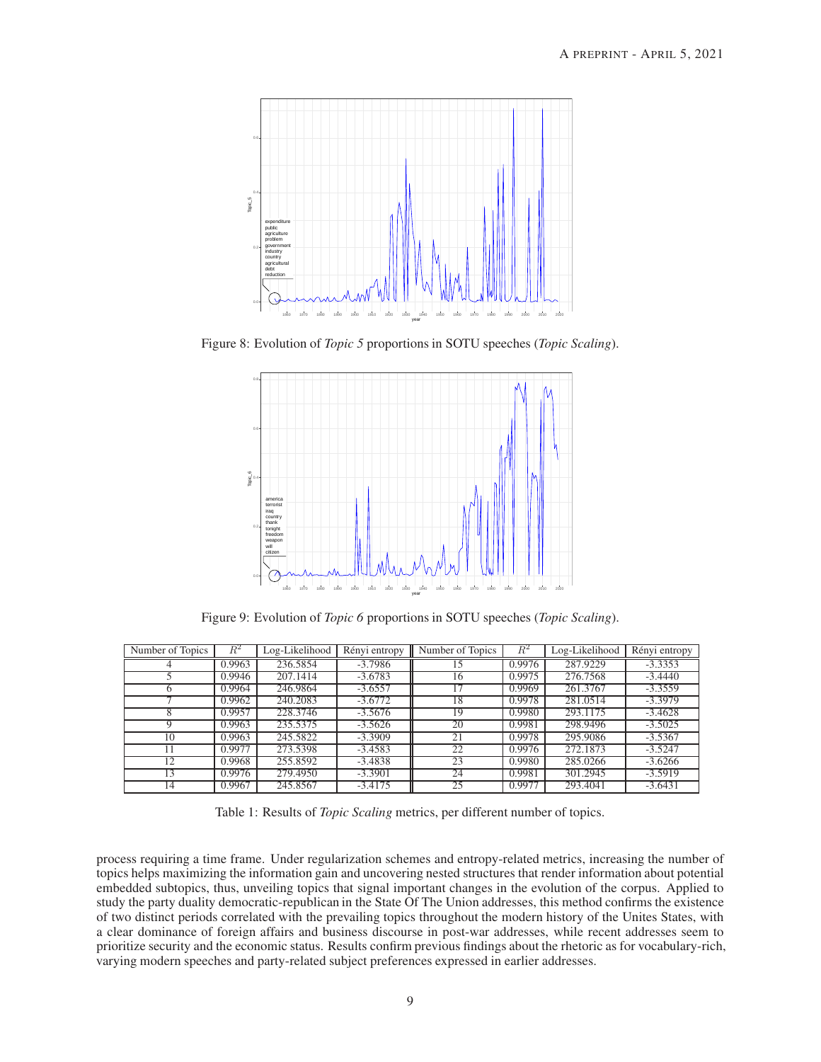Figure 8: Evolution of *Topic 5* proportions in SOTU speeches (*Topic Scaling*).

Figure 9: Evolution of *Topic 6* proportions in SOTU speeches (*Topic Scaling*).

| Number of Topics | $R^2$ | Log-Likelihood | Rényi entropy | Number of Topics | $R^2$ | Log-Likelihood | Rényi entropy |
|---|---|---|---|---|---|---|---|
| 4 | 0.9963 | 236.5854 | -3.7986 | 15 | 0.9976 | 287.9229 | -3.3353 |
| 5 | 0.9946 | 207.1414 | -3.6783 | 16 | 0.9975 | 276.7568 | -3.4440 |
| 6 | 0.9964 | 246.9864 | -3.6557 | 17 | 0.9969 | 261.3767 | -3.3559 |
| 7 | 0.9962 | 240.2083 | -3.6772 | 18 | 0.9978 | 281.0514 | -3.3979 |
| 8 | 0.9957 | 228.3746 | -3.5676 | 19 | 0.9980 | 293.1175 | -3.4628 |
| 9 | 0.9963 | 235.5375 | -3.5626 | 20 | 0.9981 | 298.9496 | -3.5025 |
| 10 | 0.9963 | 245.5822 | -3.3909 | 21 | 0.9978 | 295.9086 | -3.5367 |
| 11 | 0.9977 | 273.5398 | -3.4583 | 22 | 0.9976 | 272.1873 | -3.5247 |
| 12 | 0.9968 | 255.8592 | -3.4838 | 23 | 0.9980 | 285.0266 | -3.6266 |
| 13 | 0.9976 | 279.4950 | -3.3901 | 24 | 0.9981 | 301.2945 | -3.5919 |
| 14 | 0.9967 | 245.8567 | -3.4175 | 25 | 0.9977 | 293.4041 | -3.6431 |

Table 1: Results of *Topic Scaling* metrics, per different number of topics.

process requiring a time frame. Under regularization schemes and entropy-related metrics, increasing the number of topics helps maximizing the information gain and uncovering nested structures that render information about potential embedded subtopics, thus, unveiling topics that signal important changes in the evolution of the corpus. Applied to study the party duality democratic-republican in the State Of The Union addresses, this method confirms the existence of two distinct periods correlated with the prevailing topics throughout the modern history of the Unites States, with a clear dominance of foreign affairs and business discourse in post-war addresses, while recent addresses seem to prioritize security and the economic status. Results confirm previous findings about the rhetoric as for vocabulary-rich, varying modern speeches and party-related subject preferences expressed in earlier addresses.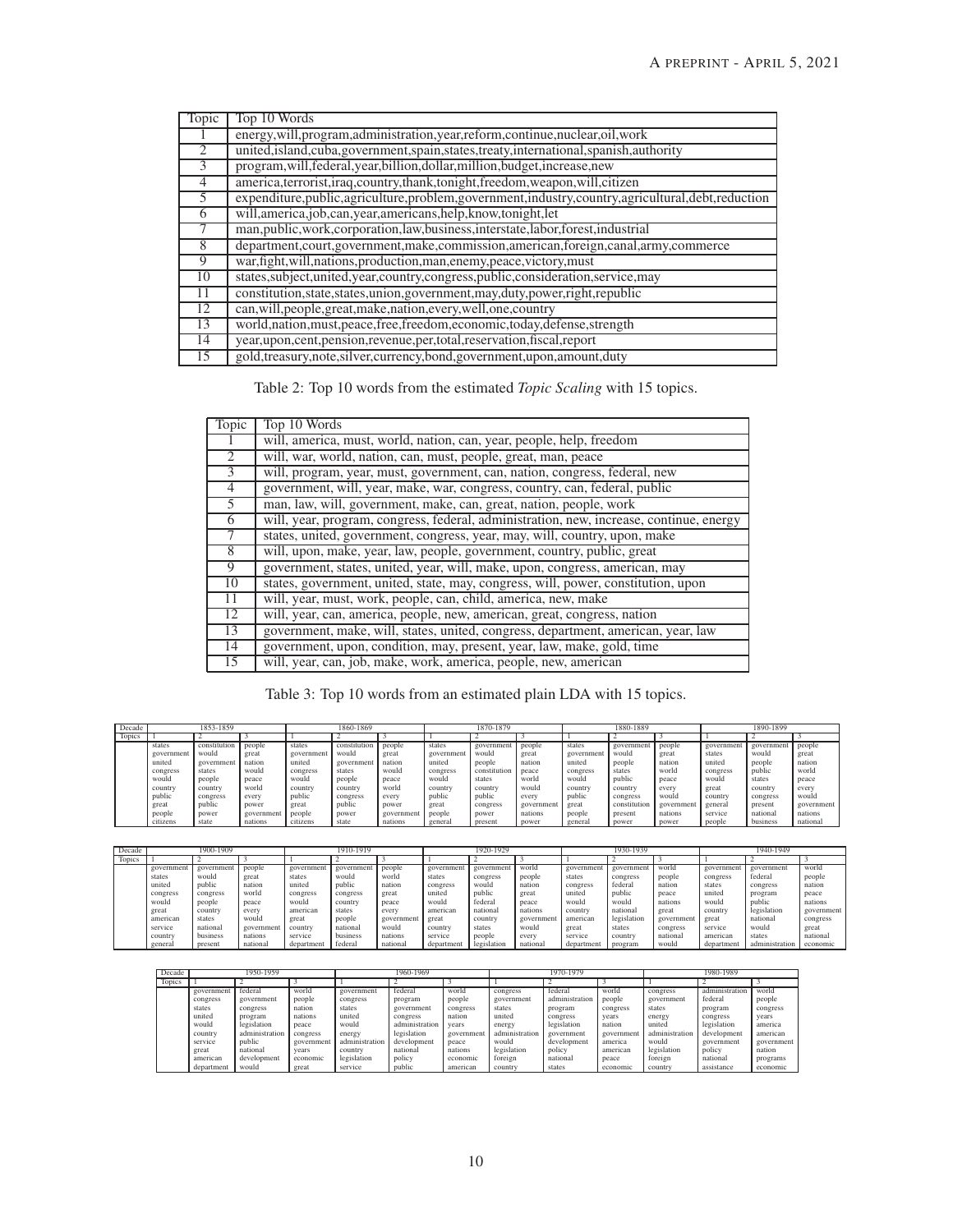| Topic | Top 10 Words |
| --- | --- |
| 1 | energy,will,program,administration,year,reform,continue,nuclear,oil,work |
| 2 | united,island,cuba,government,spain,states,treaty,international,spanish,authority |
| 3 | program,will,federal,year,billion,dollar,million,budget,increase,new |
| 4 | america,terrorist,iraq,country,thank,tonight,freedom,weapon,will,citizen |
| 5 | expenditure,public,agriculture,problem,government,industry,country,agricultural,debt,reduction |
| 6 | will,america,job,can,year,americans,help,know,tonight,let |
| 7 | man,public,work,corporation,law,business,interstate,labor,forest,industrial |
| 8 | department,court,government,make,commission,american,foreign,canal,army,commerce |
| 9 | war,fight,will,nations,production,man,enemy,peace,victory,must |
| 10 | states,subject,united,year,country,congress,public,consideration,service,may |
| 11 | constitution,state,states,union,government,may,duty,power,right,republic |
| 12 | can,will,people,great,make,nation,every,well,one,country |
| 13 | world,nation,must,peace,free,freedom,economic,today,defense,strength |
| 14 | year,upon,cent,pension,revenue,per,total,reservation,fiscal,report |
| 15 | gold,treasury,note,silver,currency,bond,government,upon,amount,duty |

Table 2: Top 10 words from the estimated *Topic Scaling* with 15 topics.

| Topic | Top 10 Words |
| --- | --- |
| 1 | will, america, must, world, nation, can, year, people, help, freedom |
| 2 | will, war, world, nation, can, must, people, great, man, peace |
| 3 | will, program, year, must, government, can, nation, congress, federal, new |
| 4 | government, will, year, make, war, congress, country, can, federal, public |
| 5 | man, law, will, government, make, can, great, nation, people, work |
| 6 | will, year, program, congress, federal, administration, new, increase, continue, energy |
| 7 | states, united, government, congress, year, may, will, country, upon, make |
| 8 | will, upon, make, year, law, people, government, country, public, great |
| 9 | government, states, united, year, will, make, upon, congress, american, may |
| 10 | states, government, united, state, may, congress, will, power, constitution, upon |
| 11 | will, year, must, work, people, can, child, america, new, make |
| 12 | will, year, can, america, people, new, american, great, congress, nation |
| 13 | government, make, will, states, united, congress, department, american, year, law |
| 14 | government, upon, condition, may, present, year, law, make, gold, time |
| 15 | will, year, can, job, make, work, america, people, new, american |

Table 3: Top 10 words from an estimated plain LDA with 15 topics.

| Decade | 1853-1859 | | | 1860-1869 | | | 1870-1879 | | | 1880-1889 | | | 1890-1899 | | |
| --- | --- | --- | --- | --- | --- | --- | --- | --- | --- | --- | --- | --- | --- | --- | --- |
| Topics | 1 | 2 | 3 | 1 | 2 | 3 | 1 | 2 | 3 | 1 | 2 | 3 | 1 | 2 | 3 |
| | states | constitution | people | states | constitution | people | states | government | people | states | government | people | government | government | people |
| | government | would | great | government | would | great | government | would | great | government | would | great | states | would | great |
| | united | government | nation | united | government | nation | united | people | nation | united | people | nation | united | people | nation |
| | congress | states | would | congress | states | would | congress | constitution | peace | congress | states | world | congress | public | world |
| | would | people | peace | would | people | peace | would | states | world | would | public | peace | would | states | peace |
| | country | country | world | country | country | world | country | country | would | country | country | every | great | country | every |
| | public | congress | every | public | congress | every | public | public | every | public | congress | would | country | congress | would |
| | great | public | power | great | public | power | great | congress | government | great | constitution | government | general | present | government |
| | people | power | government | people | power | government | people | power | nations | people | present | nations | service | national | nations |
| | citizens | state | nations | citizens | state | nations | general | present | power | general | power | power | people | business | national |

| Decade | 1900-1909 | | | 1910-1919 | | | 1920-1929 | | | 1930-1939 | | | 1940-1949 | | |
| --- | --- | --- | --- | --- | --- | --- | --- | --- | --- | --- | --- | --- | --- | --- | --- |
| Topics | 1 | 2 | 3 | 1 | 2 | 3 | 1 | 2 | 3 | 1 | 2 | 3 | 1 | 2 | 3 |
| | government | government | people | government | government | people | government | government | world | government | government | world | government | government | world |
| | states | would | great | states | would | world | states | congress | people | states | congress | people | congress | federal | people |
| | united | public | nation | united | public | nation | congress | would | nation | congress | federal | nation | states | congress | nation |
| | congress | congress | world | congress | congress | great | united | public | great | united | public | peace | united | program | peace |
| | would | people | peace | would | country | peace | would | federal | peace | would | would | nations | would | public | nations |
| | great | country | every | american | states | every | american | national | nations | country | national | great | country | legislation | government |
| | american | states | would | great | people | government | great | country | government | american | legislation | government | great | national | congress |
| | service | national | government | country | national | would | country | states | would | great | states | congress | service | would | great |
| | country | business | nations | service | business | nations | service | people | every | service | country | national | american | states | national |
| | general | present | national | department | federal | national | department | legislation | national | department | program | would | department | administration | economic |

| Decade | 1950-1959 | | | 1960-1969 | | | 1970-1979 | | | 1980-1989 | | |
| --- | --- | --- | --- | --- | --- | --- | --- | --- | --- | --- | --- | --- |
| Topics | 1 | 2 | 3 | 1 | 2 | 3 | 1 | 2 | 3 | 1 | 2 | 3 |
| | government | federal | world | government | federal | world | congress | federal | world | congress | administration | world |
| | congress | government | people | congress | program | people | government | administration | people | government | federal | people |
| | states | congress | nation | states | government | congress | states | program | congress | states | program | congress |
| | united | program | nations | united | congress | nation | united | congress | years | energy | congress | years |
| | would | legislation | peace | would | administration | years | energy | legislation | nation | united | legislation | america |
| | country | administration | congress | energy | legislation | government | administration | government | government | administration | development | american |
| | service | public | government | administration | development | peace | would | development | america | would | government | government |
| | great | national | years | country | national | nations | legislation | policy | american | legislation | policy | nation |
| | american | development | economic | legislation | policy | economic | foreign | national | peace | foreign | national | programs |
| | department | would | great | service | public | american | country | states | economic | country | assistance | economic |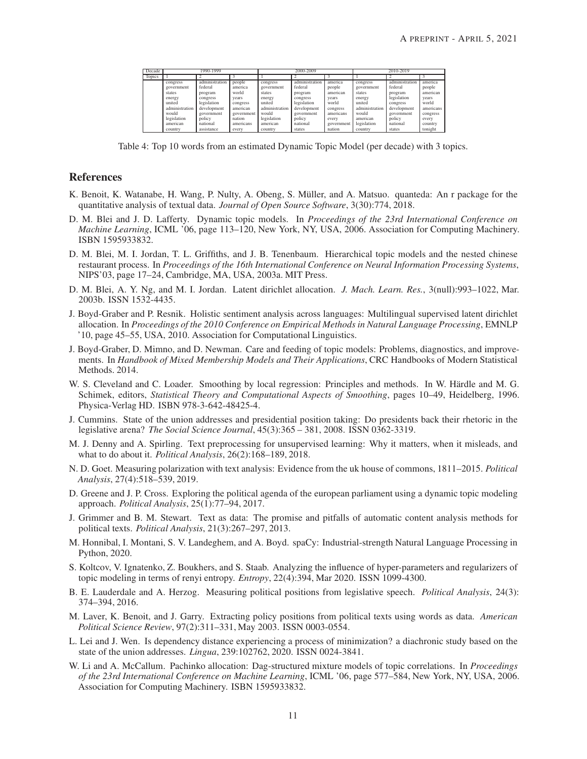| Decade | 1990-1999 | | | 2000-2009 | | | 2010-2019 | | |
|---|---|---|---|---|---|---|---|---|---|
| Topics | 1 | 2 | 3 | 1 | 2 | 3 | 1 | 2 | 3 |
| | congress | administration | people | congress | administration | america | congress | administration | america |
| | government | federal | america | government | federal | people | government | federal | people |
| | states | program | world | states | program | american | states | program | american |
| | energy | congress | years | energy | congress | years | energy | legislation | years |
| | united | legislation | congress | united | legislation | world | united | congress | world |
| | administration | development | american | administration | development | congress | administration | development | americans |
| | would | government | government | would | government | americans | would | government | congress |
| | legislation | policy | nation | legislation | policy | every | american | policy | every |
| | american | national | americans | american | national | government | legislation | national | country |
| | country | assistance | every | country | states | nation | country | states | tonight |

Table 4: Top 10 words from an estimated Dynamic Topic Model (per decade) with 3 topics.

## References

K. Benoit, K. Watanabe, H. Wang, P. Nulty, A. Obeng, S. Müller, and A. Matsuo. quanteda: An r package for the quantitative analysis of textual data. *Journal of Open Source Software*, 3(30):774, 2018.

D. M. Blei and J. D. Lafferty. Dynamic topic models. In *Proceedings of the 23rd International Conference on Machine Learning*, ICML '06, page 113–120, New York, NY, USA, 2006. Association for Computing Machinery. ISBN 1595933832.

D. M. Blei, M. I. Jordan, T. L. Griffiths, and J. B. Tenenbaum. Hierarchical topic models and the nested chinese restaurant process. In *Proceedings of the 16th International Conference on Neural Information Processing Systems*, NIPS'03, page 17–24, Cambridge, MA, USA, 2003a. MIT Press.

D. M. Blei, A. Y. Ng, and M. I. Jordan. Latent dirichlet allocation. *J. Mach. Learn. Res.*, 3(null):993–1022, Mar. 2003b. ISSN 1532-4435.

J. Boyd-Graber and P. Resnik. Holistic sentiment analysis across languages: Multilingual supervised latent dirichlet allocation. In *Proceedings of the 2010 Conference on Empirical Methods in Natural Language Processing*, EMNLP '10, page 45–55, USA, 2010. Association for Computational Linguistics.

J. Boyd-Graber, D. Mimno, and D. Newman. Care and feeding of topic models: Problems, diagnostics, and improvements. In *Handbook of Mixed Membership Models and Their Applications*, CRC Handbooks of Modern Statistical Methods. 2014.

W. S. Cleveland and C. Loader. Smoothing by local regression: Principles and methods. In W. Härdle and M. G. Schimek, editors, *Statistical Theory and Computational Aspects of Smoothing*, pages 10–49, Heidelberg, 1996. Physica-Verlag HD. ISBN 978-3-642-48425-4.

J. Cummins. State of the union addresses and presidential position taking: Do presidents back their rhetoric in the legislative arena? *The Social Science Journal*, 45(3):365 – 381, 2008. ISSN 0362-3319.

M. J. Denny and A. Spirling. Text preprocessing for unsupervised learning: Why it matters, when it misleads, and what to do about it. *Political Analysis*, 26(2):168–189, 2018.

N. D. Goet. Measuring polarization with text analysis: Evidence from the uk house of commons, 1811–2015. *Political Analysis*, 27(4):518–539, 2019.

D. Greene and J. P. Cross. Exploring the political agenda of the european parliament using a dynamic topic modeling approach. *Political Analysis*, 25(1):77–94, 2017.

J. Grimmer and B. M. Stewart. Text as data: The promise and pitfalls of automatic content analysis methods for political texts. *Political Analysis*, 21(3):267–297, 2013.

M. Honnibal, I. Montani, S. V. Landeghem, and A. Boyd. spaCy: Industrial-strength Natural Language Processing in Python, 2020.

S. Koltcov, V. Ignatenko, Z. Boukhers, and S. Staab. Analyzing the influence of hyper-parameters and regularizers of topic modeling in terms of renyi entropy. *Entropy*, 22(4):394, Mar 2020. ISSN 1099-4300.

B. E. Lauderdale and A. Herzog. Measuring political positions from legislative speech. *Political Analysis*, 24(3): 374–394, 2016.

M. Laver, K. Benoit, and J. Garry. Extracting policy positions from political texts using words as data. *American Political Science Review*, 97(2):311–331, May 2003. ISSN 0003-0554.

L. Lei and J. Wen. Is dependency distance experiencing a process of minimization? a diachronic study based on the state of the union addresses. *Lingua*, 239:102762, 2020. ISSN 0024-3841.

W. Li and A. McCallum. Pachinko allocation: Dag-structured mixture models of topic correlations. In *Proceedings of the 23rd International Conference on Machine Learning*, ICML '06, page 577–584, New York, NY, USA, 2006. Association for Computing Machinery. ISBN 1595933832.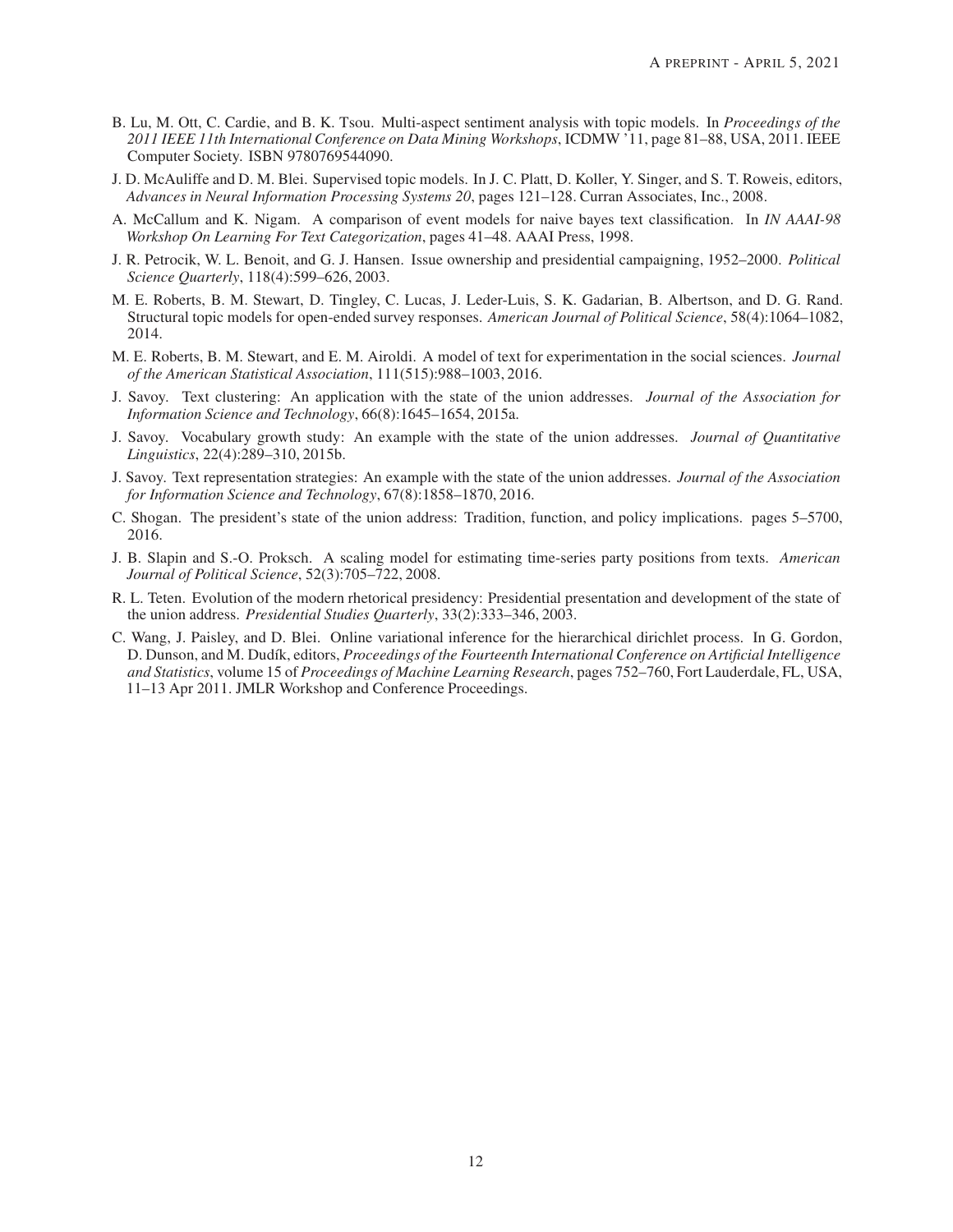B. Lu, M. Ott, C. Cardie, and B. K. Tsou. Multi-aspect sentiment analysis with topic models. In *Proceedings of the 2011 IEEE 11th International Conference on Data Mining Workshops*, ICDMW '11, page 81–88, USA, 2011. IEEE Computer Society. ISBN 9780769544090.

J. D. McAuliffe and D. M. Blei. Supervised topic models. In J. C. Platt, D. Koller, Y. Singer, and S. T. Roweis, editors, *Advances in Neural Information Processing Systems 20*, pages 121–128. Curran Associates, Inc., 2008.

A. McCallum and K. Nigam. A comparison of event models for naive bayes text classification. In *IN AAAI-98 Workshop On Learning For Text Categorization*, pages 41–48. AAAI Press, 1998.

J. R. Petrocik, W. L. Benoit, and G. J. Hansen. Issue ownership and presidential campaigning, 1952–2000. *Political Science Quarterly*, 118(4):599–626, 2003.

M. E. Roberts, B. M. Stewart, D. Tingley, C. Lucas, J. Leder-Luis, S. K. Gadarian, B. Albertson, and D. G. Rand. Structural topic models for open-ended survey responses. *American Journal of Political Science*, 58(4):1064–1082, 2014.

M. E. Roberts, B. M. Stewart, and E. M. Airoldi. A model of text for experimentation in the social sciences. *Journal of the American Statistical Association*, 111(515):988–1003, 2016.

J. Savoy. Text clustering: An application with the state of the union addresses. *Journal of the Association for Information Science and Technology*, 66(8):1645–1654, 2015a.

J. Savoy. Vocabulary growth study: An example with the state of the union addresses. *Journal of Quantitative Linguistics*, 22(4):289–310, 2015b.

J. Savoy. Text representation strategies: An example with the state of the union addresses. *Journal of the Association for Information Science and Technology*, 67(8):1858–1870, 2016.

C. Shogan. The president's state of the union address: Tradition, function, and policy implications. pages 5–5700, 2016.

J. B. Slapin and S.-O. Proksch. A scaling model for estimating time-series party positions from texts. *American Journal of Political Science*, 52(3):705–722, 2008.

R. L. Teten. Evolution of the modern rhetorical presidency: Presidential presentation and development of the state of the union address. *Presidential Studies Quarterly*, 33(2):333–346, 2003.

C. Wang, J. Paisley, and D. Blei. Online variational inference for the hierarchical dirichlet process. In G. Gordon, D. Dunson, and M. Dudík, editors, *Proceedings of the Fourteenth International Conference on Artificial Intelligence and Statistics*, volume 15 of *Proceedings of Machine Learning Research*, pages 752–760, Fort Lauderdale, FL, USA, 11–13 Apr 2011. JMLR Workshop and Conference Proceedings.